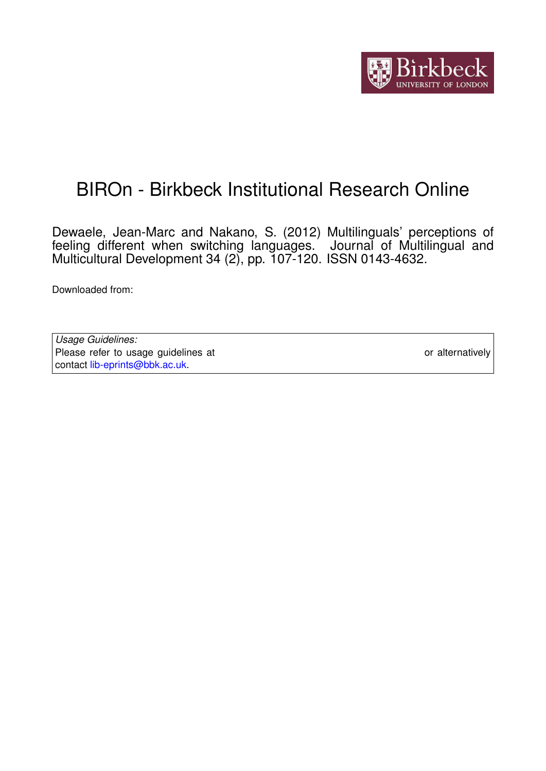Birkbeck UNIVERSITY OF LONDON

# BIROn - Birkbeck Institutional Research Online

Dewaele, Jean-Marc and Nakano, S. (2012) Multilinguals' perceptions of feeling different when switching languages. Journal of Multilingual and Multicultural Development 34 (2), pp. 107-120. ISSN 0143-4632.

Downloaded from:

*Usage Guidelines:*
Please refer to usage guidelines at or alternatively contact lib-eprints@bbk.ac.uk.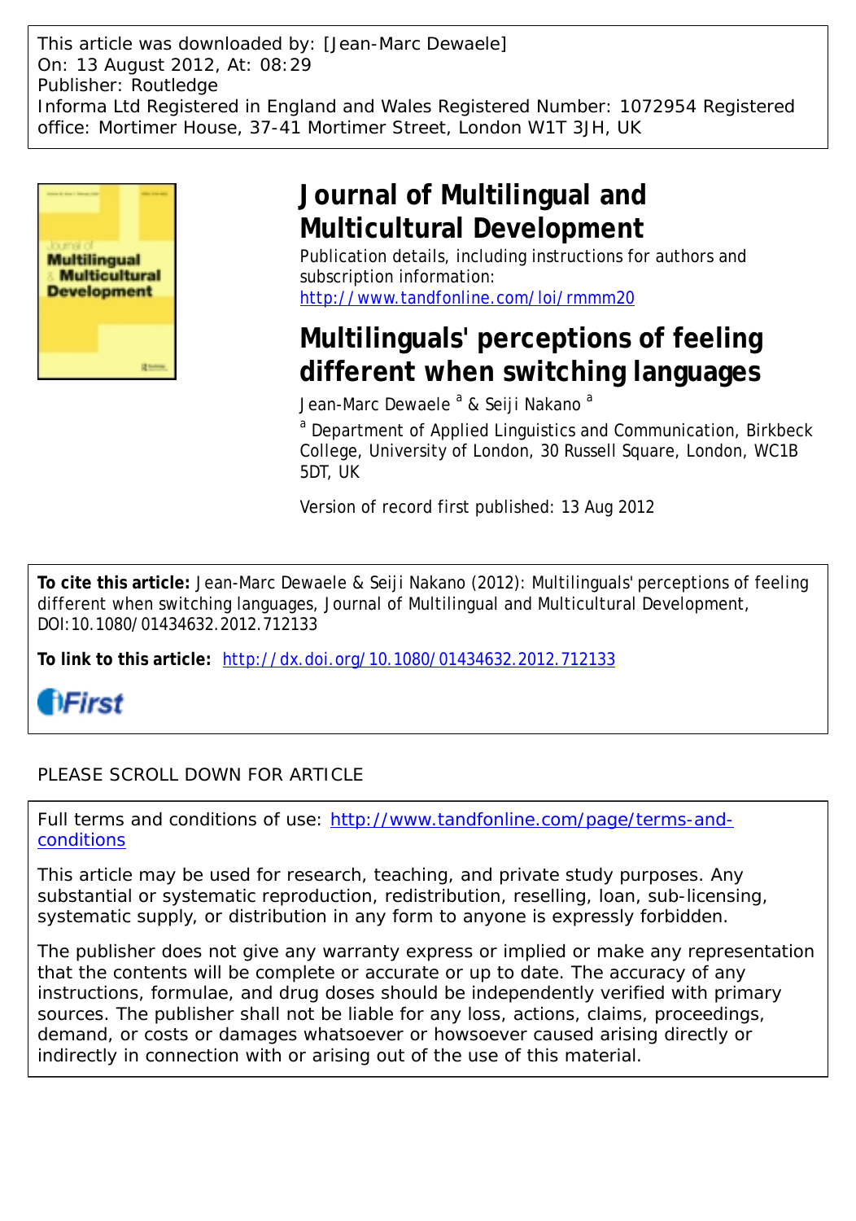This article was downloaded by: [Jean-Marc Dewaele]
On: 13 August 2012, At: 08:29
Publisher: Routledge
Informa Ltd Registered in England and Wales Registered Number: 1072954 Registered office: Mortimer House, 37-41 Mortimer Street, London W1T 3JH, UK

# Journal of Multilingual and Multicultural Development

Publication details, including instructions for authors and subscription information:
http://www.tandfonline.com/loi/rmmm20

# Multilinguals' perceptions of feeling different when switching languages

Jean-Marc Dewaele [a] & Seiji Nakano [a]

[a] Department of Applied Linguistics and Communication, Birkbeck College, University of London, 30 Russell Square, London, WC1B 5DT, UK

Version of record first published: 13 Aug 2012

**To cite this article:** Jean-Marc Dewaele & Seiji Nakano (2012): Multilinguals' perceptions of feeling different when switching languages, Journal of Multilingual and Multicultural Development, DOI:10.1080/01434632.2012.712133

**To link to this article:** http://dx.doi.org/10.1080/01434632.2012.712133

PLEASE SCROLL DOWN FOR ARTICLE

Full terms and conditions of use: http://www.tandfonline.com/page/terms-and-conditions

This article may be used for research, teaching, and private study purposes. Any substantial or systematic reproduction, redistribution, reselling, loan, sub-licensing, systematic supply, or distribution in any form to anyone is expressly forbidden.

The publisher does not give any warranty express or implied or make any representation that the contents will be complete or accurate or up to date. The accuracy of any instructions, formulae, and drug doses should be independently verified with primary sources. The publisher shall not be liable for any loss, actions, claims, proceedings, demand, or costs or damages whatsoever or howsoever caused arising directly or indirectly in connection with or arising out of the use of this material.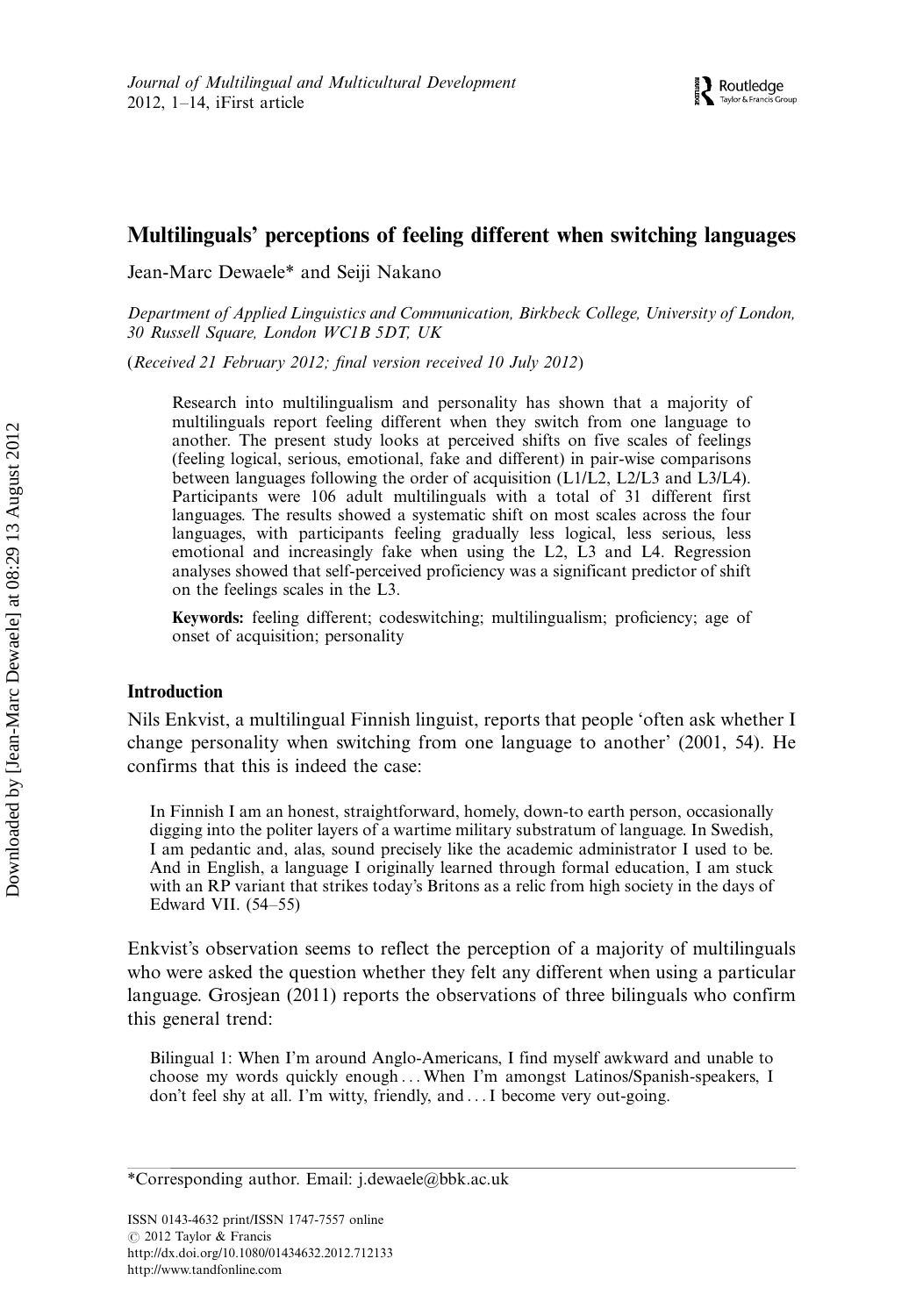# Multilinguals' perceptions of feeling different when switching languages

Jean-Marc Dewaele* and Seiji Nakano

*Department of Applied Linguistics and Communication, Birkbeck College, University of London, 30 Russell Square, London WC1B 5DT, UK*

(*Received 21 February 2012; final version received 10 July 2012*)

> Research into multilingualism and personality has shown that a majority of multilinguals report feeling different when they switch from one language to another. The present study looks at perceived shifts on five scales of feelings (feeling logical, serious, emotional, fake and different) in pair-wise comparisons between languages following the order of acquisition (L1/L2, L2/L3 and L3/L4). Participants were 106 adult multilinguals with a total of 31 different first languages. The results showed a systematic shift on most scales across the four languages, with participants feeling gradually less logical, less serious, less emotional and increasingly fake when using the L2, L3 and L4. Regression analyses showed that self-perceived proficiency was a significant predictor of shift on the feelings scales in the L3.
>
> **Keywords:** feeling different; codeswitching; multilingualism; proficiency; age of onset of acquisition; personality

## Introduction

Nils Enkvist, a multilingual Finnish linguist, reports that people 'often ask whether I change personality when switching from one language to another' (2001, 54). He confirms that this is indeed the case:

> In Finnish I am an honest, straightforward, homely, down-to earth person, occasionally digging into the politer layers of a wartime military substratum of language. In Swedish, I am pedantic and, alas, sound precisely like the academic administrator I used to be. And in English, a language I originally learned through formal education, I am stuck with an RP variant that strikes today's Britons as a relic from high society in the days of Edward VII. (54–55)

Enkvist's observation seems to reflect the perception of a majority of multilinguals who were asked the question whether they felt any different when using a particular language. Grosjean (2011) reports the observations of three bilinguals who confirm this general trend:

> Bilingual 1: When I'm around Anglo-Americans, I find myself awkward and unable to choose my words quickly enough . . . When I'm amongst Latinos/Spanish-speakers, I don't feel shy at all. I'm witty, friendly, and . . . I become very out-going.

---

*Corresponding author. Email: j.dewaele@bbk.ac.uk

ISSN 0143-4632 print/ISSN 1747-7557 online
© 2012 Taylor & Francis
http://dx.doi.org/10.1080/01434632.2012.712133
http://www.tandfonline.com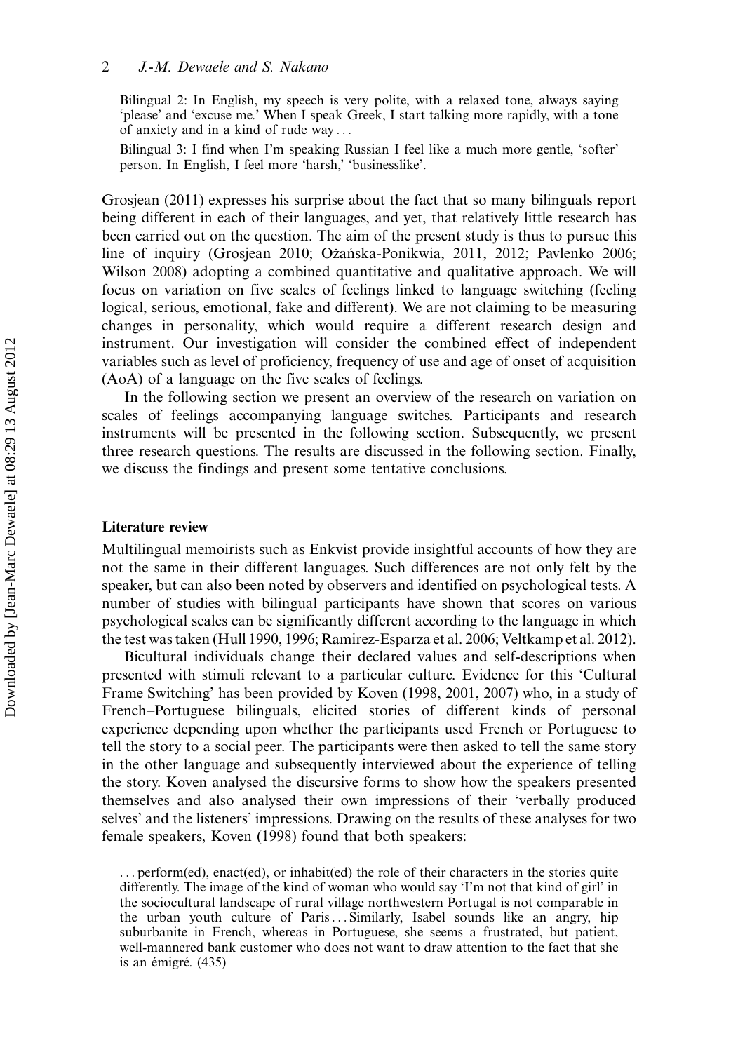> Bilingual 2: In English, my speech is very polite, with a relaxed tone, always saying 'please' and 'excuse me.' When I speak Greek, I start talking more rapidly, with a tone of anxiety and in a kind of rude way . . .
>
> Bilingual 3: I find when I'm speaking Russian I feel like a much more gentle, 'softer' person. In English, I feel more 'harsh,' 'businesslike'.

Grosjean (2011) expresses his surprise about the fact that so many bilinguals report being different in each of their languages, and yet, that relatively little research has been carried out on the question. The aim of the present study is thus to pursue this line of inquiry (Grosjean 2010; Ożańska-Ponikwia, 2011, 2012; Pavlenko 2006; Wilson 2008) adopting a combined quantitative and qualitative approach. We will focus on variation on five scales of feelings linked to language switching (feeling logical, serious, emotional, fake and different). We are not claiming to be measuring changes in personality, which would require a different research design and instrument. Our investigation will consider the combined effect of independent variables such as level of proficiency, frequency of use and age of onset of acquisition (AoA) of a language on the five scales of feelings.

In the following section we present an overview of the research on variation on scales of feelings accompanying language switches. Participants and research instruments will be presented in the following section. Subsequently, we present three research questions. The results are discussed in the following section. Finally, we discuss the findings and present some tentative conclusions.

## Literature review

Multilingual memoirists such as Enkvist provide insightful accounts of how they are not the same in their different languages. Such differences are not only felt by the speaker, but can also been noted by observers and identified on psychological tests. A number of studies with bilingual participants have shown that scores on various psychological scales can be significantly different according to the language in which the test was taken (Hull 1990, 1996; Ramirez-Esparza et al. 2006; Veltkamp et al. 2012).

Bicultural individuals change their declared values and self-descriptions when presented with stimuli relevant to a particular culture. Evidence for this 'Cultural Frame Switching' has been provided by Koven (1998, 2001, 2007) who, in a study of French–Portuguese bilinguals, elicited stories of different kinds of personal experience depending upon whether the participants used French or Portuguese to tell the story to a social peer. The participants were then asked to tell the same story in the other language and subsequently interviewed about the experience of telling the story. Koven analysed the discursive forms to show how the speakers presented themselves and also analysed their own impressions of their 'verbally produced selves' and the listeners' impressions. Drawing on the results of these analyses for two female speakers, Koven (1998) found that both speakers:

> . . . perform(ed), enact(ed), or inhabit(ed) the role of their characters in the stories quite differently. The image of the kind of woman who would say 'I'm not that kind of girl' in the sociocultural landscape of rural village northwestern Portugal is not comparable in the urban youth culture of Paris . . . Similarly, Isabel sounds like an angry, hip suburbanite in French, whereas in Portuguese, she seems a frustrated, but patient, well-mannered bank customer who does not want to draw attention to the fact that she is an émigré. (435)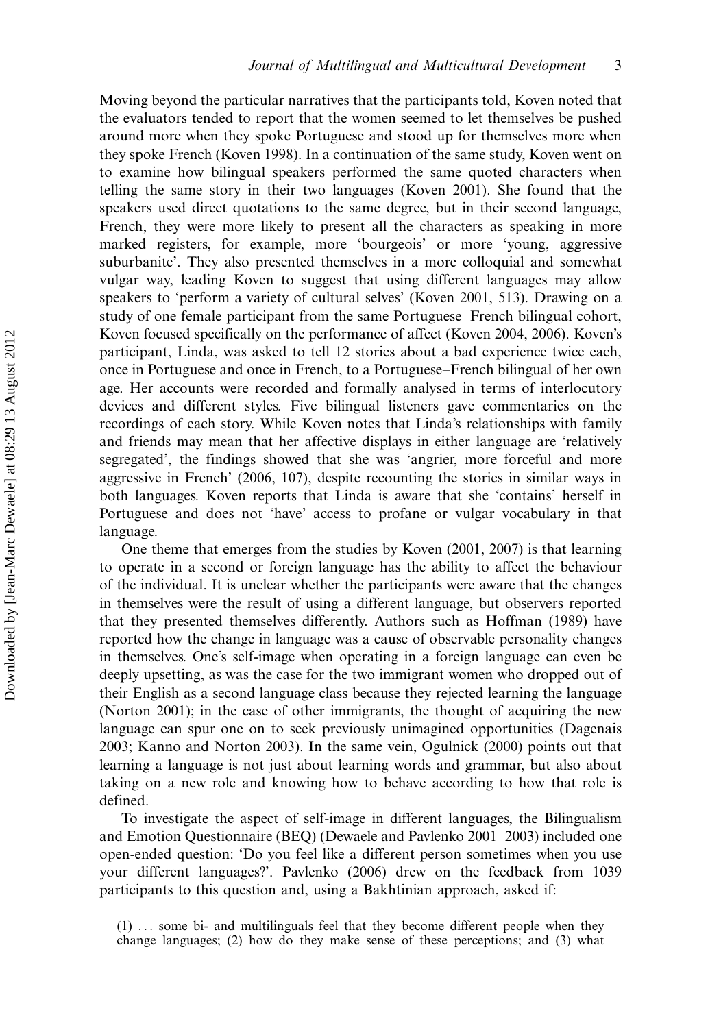Moving beyond the particular narratives that the participants told, Koven noted that the evaluators tended to report that the women seemed to let themselves be pushed around more when they spoke Portuguese and stood up for themselves more when they spoke French (Koven 1998). In a continuation of the same study, Koven went on to examine how bilingual speakers performed the same quoted characters when telling the same story in their two languages (Koven 2001). She found that the speakers used direct quotations to the same degree, but in their second language, French, they were more likely to present all the characters as speaking in more marked registers, for example, more 'bourgeois' or more 'young, aggressive suburbanite'. They also presented themselves in a more colloquial and somewhat vulgar way, leading Koven to suggest that using different languages may allow speakers to 'perform a variety of cultural selves' (Koven 2001, 513). Drawing on a study of one female participant from the same Portuguese–French bilingual cohort, Koven focused specifically on the performance of affect (Koven 2004, 2006). Koven's participant, Linda, was asked to tell 12 stories about a bad experience twice each, once in Portuguese and once in French, to a Portuguese–French bilingual of her own age. Her accounts were recorded and formally analysed in terms of interlocutory devices and different styles. Five bilingual listeners gave commentaries on the recordings of each story. While Koven notes that Linda's relationships with family and friends may mean that her affective displays in either language are 'relatively segregated', the findings showed that she was 'angrier, more forceful and more aggressive in French' (2006, 107), despite recounting the stories in similar ways in both languages. Koven reports that Linda is aware that she 'contains' herself in Portuguese and does not 'have' access to profane or vulgar vocabulary in that language.

One theme that emerges from the studies by Koven (2001, 2007) is that learning to operate in a second or foreign language has the ability to affect the behaviour of the individual. It is unclear whether the participants were aware that the changes in themselves were the result of using a different language, but observers reported that they presented themselves differently. Authors such as Hoffman (1989) have reported how the change in language was a cause of observable personality changes in themselves. One's self-image when operating in a foreign language can even be deeply upsetting, as was the case for the two immigrant women who dropped out of their English as a second language class because they rejected learning the language (Norton 2001); in the case of other immigrants, the thought of acquiring the new language can spur one on to seek previously unimagined opportunities (Dagenais 2003; Kanno and Norton 2003). In the same vein, Ogulnick (2000) points out that learning a language is not just about learning words and grammar, but also about taking on a new role and knowing how to behave according to how that role is defined.

To investigate the aspect of self-image in different languages, the Bilingualism and Emotion Questionnaire (BEQ) (Dewaele and Pavlenko 2001–2003) included one open-ended question: 'Do you feel like a different person sometimes when you use your different languages?'. Pavlenko (2006) drew on the feedback from 1039 participants to this question and, using a Bakhtinian approach, asked if:

> (1) ... some bi- and multilinguals feel that they become different people when they change languages; (2) how do they make sense of these perceptions; and (3) what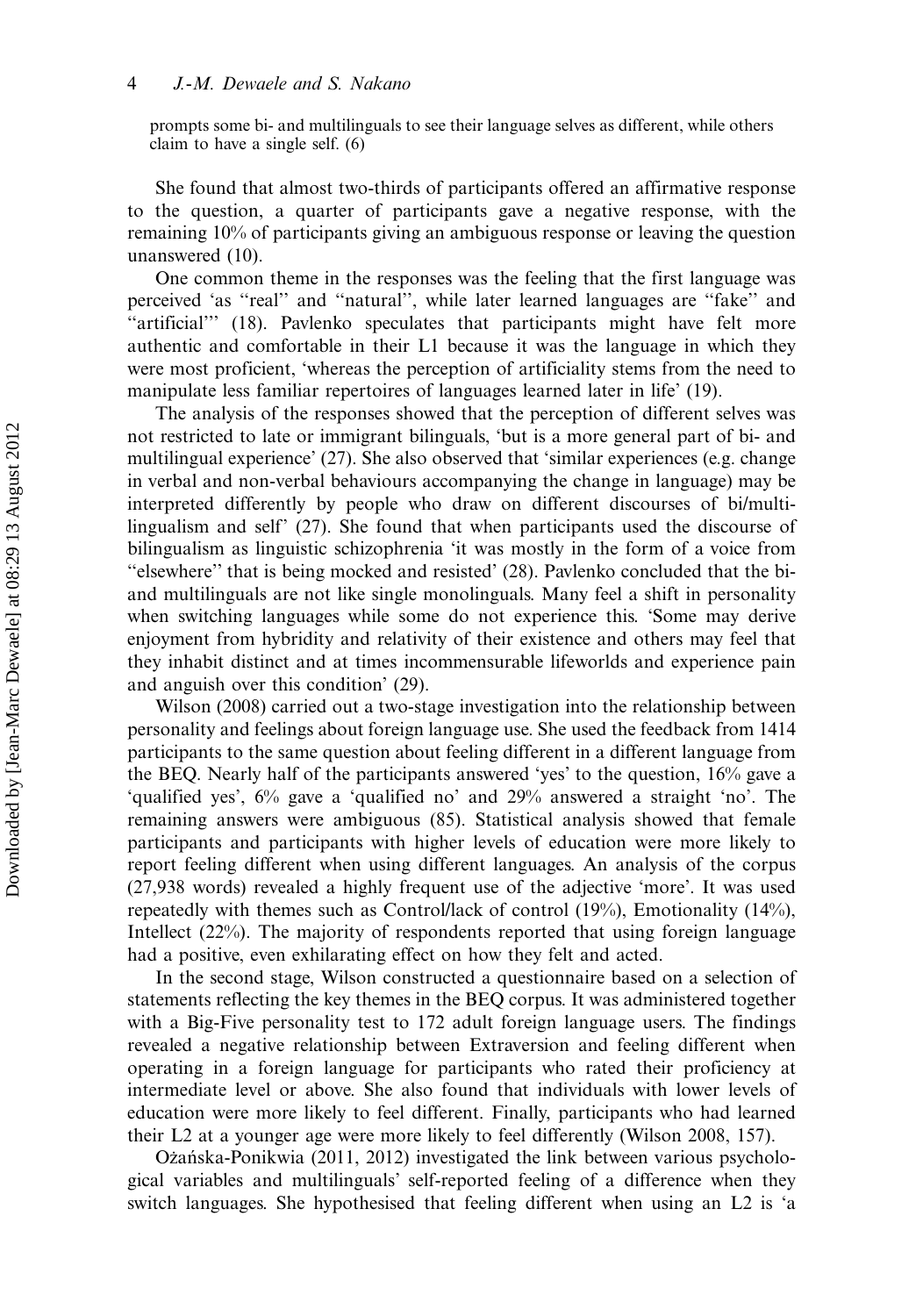prompts some bi- and multilinguals to see their language selves as different, while others claim to have a single self. (6)

She found that almost two-thirds of participants offered an affirmative response to the question, a quarter of participants gave a negative response, with the remaining 10% of participants giving an ambiguous response or leaving the question unanswered (10).

One common theme in the responses was the feeling that the first language was perceived 'as "real" and "natural", while later learned languages are "fake" and "artificial"' (18). Pavlenko speculates that participants might have felt more authentic and comfortable in their L1 because it was the language in which they were most proficient, 'whereas the perception of artificiality stems from the need to manipulate less familiar repertoires of languages learned later in life' (19).

The analysis of the responses showed that the perception of different selves was not restricted to late or immigrant bilinguals, 'but is a more general part of bi- and multilingual experience' (27). She also observed that 'similar experiences (e.g. change in verbal and non-verbal behaviours accompanying the change in language) may be interpreted differently by people who draw on different discourses of bi/multilingualism and self' (27). She found that when participants used the discourse of bilingualism as linguistic schizophrenia 'it was mostly in the form of a voice from "elsewhere" that is being mocked and resisted' (28). Pavlenko concluded that the bi- and multilinguals are not like single monolinguals. Many feel a shift in personality when switching languages while some do not experience this. 'Some may derive enjoyment from hybridity and relativity of their existence and others may feel that they inhabit distinct and at times incommensurable lifeworlds and experience pain and anguish over this condition' (29).

Wilson (2008) carried out a two-stage investigation into the relationship between personality and feelings about foreign language use. She used the feedback from 1414 participants to the same question about feeling different in a different language from the BEQ. Nearly half of the participants answered 'yes' to the question, 16% gave a 'qualified yes', 6% gave a 'qualified no' and 29% answered a straight 'no'. The remaining answers were ambiguous (85). Statistical analysis showed that female participants and participants with higher levels of education were more likely to report feeling different when using different languages. An analysis of the corpus (27,938 words) revealed a highly frequent use of the adjective 'more'. It was used repeatedly with themes such as Control/lack of control (19%), Emotionality (14%), Intellect (22%). The majority of respondents reported that using foreign language had a positive, even exhilarating effect on how they felt and acted.

In the second stage, Wilson constructed a questionnaire based on a selection of statements reflecting the key themes in the BEQ corpus. It was administered together with a Big-Five personality test to 172 adult foreign language users. The findings revealed a negative relationship between Extraversion and feeling different when operating in a foreign language for participants who rated their proficiency at intermediate level or above. She also found that individuals with lower levels of education were more likely to feel different. Finally, participants who had learned their L2 at a younger age were more likely to feel differently (Wilson 2008, 157).

Ożańska-Ponikwia (2011, 2012) investigated the link between various psychological variables and multilinguals' self-reported feeling of a difference when they switch languages. She hypothesised that feeling different when using an L2 is 'a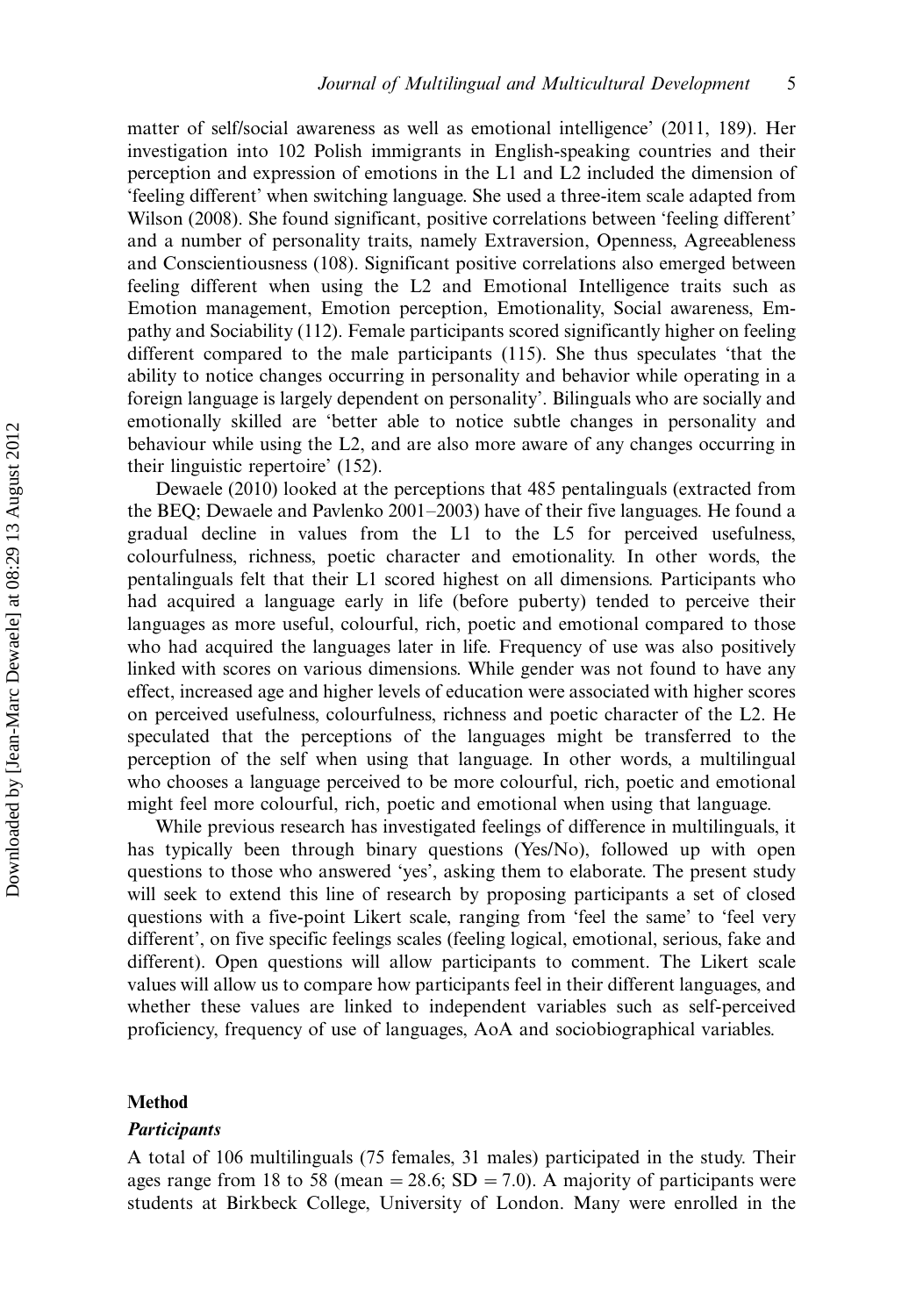matter of self/social awareness as well as emotional intelligence' (2011, 189). Her investigation into 102 Polish immigrants in English-speaking countries and their perception and expression of emotions in the L1 and L2 included the dimension of 'feeling different' when switching language. She used a three-item scale adapted from Wilson (2008). She found significant, positive correlations between 'feeling different' and a number of personality traits, namely Extraversion, Openness, Agreeableness and Conscientiousness (108). Significant positive correlations also emerged between feeling different when using the L2 and Emotional Intelligence traits such as Emotion management, Emotion perception, Emotionality, Social awareness, Empathy and Sociability (112). Female participants scored significantly higher on feeling different compared to the male participants (115). She thus speculates 'that the ability to notice changes occurring in personality and behavior while operating in a foreign language is largely dependent on personality'. Bilinguals who are socially and emotionally skilled are 'better able to notice subtle changes in personality and behaviour while using the L2, and are also more aware of any changes occurring in their linguistic repertoire' (152).

Dewaele (2010) looked at the perceptions that 485 pentalinguals (extracted from the BEQ; Dewaele and Pavlenko 2001–2003) have of their five languages. He found a gradual decline in values from the L1 to the L5 for perceived usefulness, colourfulness, richness, poetic character and emotionality. In other words, the pentalinguals felt that their L1 scored highest on all dimensions. Participants who had acquired a language early in life (before puberty) tended to perceive their languages as more useful, colourful, rich, poetic and emotional compared to those who had acquired the languages later in life. Frequency of use was also positively linked with scores on various dimensions. While gender was not found to have any effect, increased age and higher levels of education were associated with higher scores on perceived usefulness, colourfulness, richness and poetic character of the L2. He speculated that the perceptions of the languages might be transferred to the perception of the self when using that language. In other words, a multilingual who chooses a language perceived to be more colourful, rich, poetic and emotional might feel more colourful, rich, poetic and emotional when using that language.

While previous research has investigated feelings of difference in multilinguals, it has typically been through binary questions (Yes/No), followed up with open questions to those who answered 'yes', asking them to elaborate. The present study will seek to extend this line of research by proposing participants a set of closed questions with a five-point Likert scale, ranging from 'feel the same' to 'feel very different', on five specific feelings scales (feeling logical, emotional, serious, fake and different). Open questions will allow participants to comment. The Likert scale values will allow us to compare how participants feel in their different languages, and whether these values are linked to independent variables such as self-perceived proficiency, frequency of use of languages, AoA and sociobiographical variables.

## Method

### *Participants*

A total of 106 multilinguals (75 females, 31 males) participated in the study. Their ages range from 18 to 58 (mean = 28.6; SD = 7.0). A majority of participants were students at Birkbeck College, University of London. Many were enrolled in the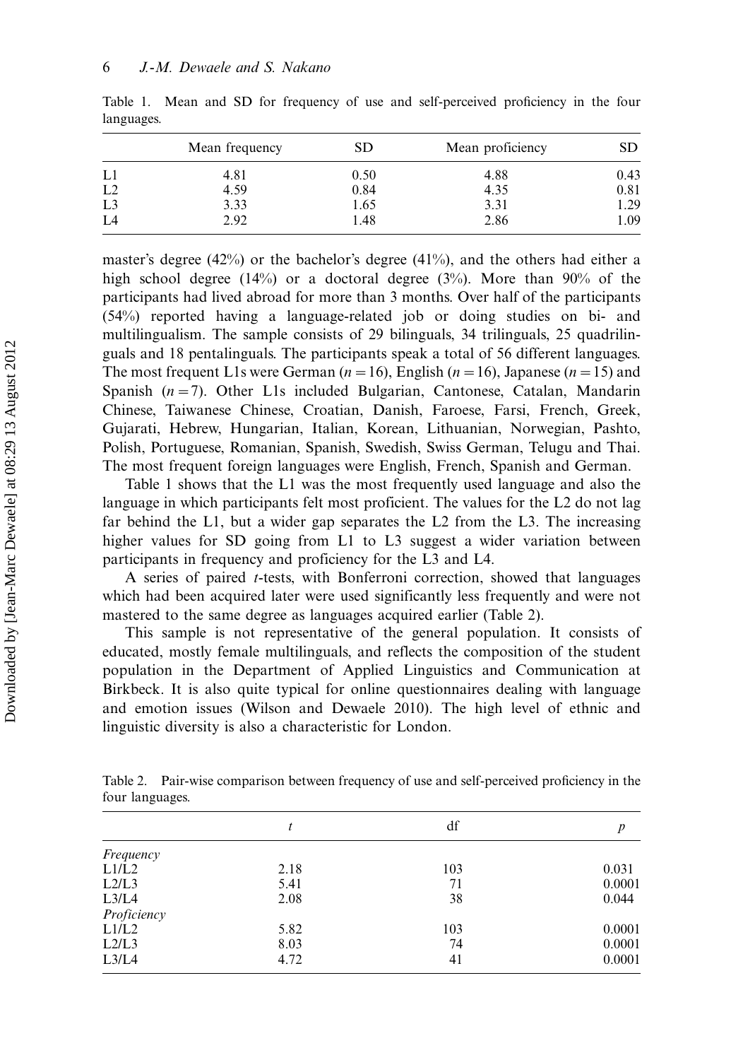Table 1. Mean and SD for frequency of use and self-perceived proficiency in the four languages.

| | Mean frequency | SD | Mean proficiency | SD |
|---|---|---|---|---|
| L1 | 4.81 | 0.50 | 4.88 | 0.43 |
| L2 | 4.59 | 0.84 | 4.35 | 0.81 |
| L3 | 3.33 | 1.65 | 3.31 | 1.29 |
| L4 | 2.92 | 1.48 | 2.86 | 1.09 |

master's degree (42%) or the bachelor's degree (41%), and the others had either a high school degree (14%) or a doctoral degree (3%). More than 90% of the participants had lived abroad for more than 3 months. Over half of the participants (54%) reported having a language-related job or doing studies on bi- and multilingualism. The sample consists of 29 bilinguals, 34 trilinguals, 25 quadrilinguals and 18 pentalinguals. The participants speak a total of 56 different languages. The most frequent L1s were German ($n = 16$), English ($n = 16$), Japanese ($n = 15$) and Spanish ($n = 7$). Other L1s included Bulgarian, Cantonese, Catalan, Mandarin Chinese, Taiwanese Chinese, Croatian, Danish, Faroese, Farsi, French, Greek, Gujarati, Hebrew, Hungarian, Italian, Korean, Lithuanian, Norwegian, Pashto, Polish, Portuguese, Romanian, Spanish, Swedish, Swiss German, Telugu and Thai. The most frequent foreign languages were English, French, Spanish and German.

Table 1 shows that the L1 was the most frequently used language and also the language in which participants felt most proficient. The values for the L2 do not lag far behind the L1, but a wider gap separates the L2 from the L3. The increasing higher values for SD going from L1 to L3 suggest a wider variation between participants in frequency and proficiency for the L3 and L4.

A series of paired $t$-tests, with Bonferroni correction, showed that languages which had been acquired later were used significantly less frequently and were not mastered to the same degree as languages acquired earlier (Table 2).

This sample is not representative of the general population. It consists of educated, mostly female multilinguals, and reflects the composition of the student population in the Department of Applied Linguistics and Communication at Birkbeck. It is also quite typical for online questionnaires dealing with language and emotion issues (Wilson and Dewaele 2010). The high level of ethnic and linguistic diversity is also a characteristic for London.

Table 2. Pair-wise comparison between frequency of use and self-perceived proficiency in the four languages.

| | $t$ | df | $p$ |
|---|---|---|---|
| *Frequency* | | | |
| L1/L2 | 2.18 | 103 | 0.031 |
| L2/L3 | 5.41 | 71 | 0.0001 |
| L3/L4 | 2.08 | 38 | 0.044 |
| *Proficiency* | | | |
| L1/L2 | 5.82 | 103 | 0.0001 |
| L2/L3 | 8.03 | 74 | 0.0001 |
| L3/L4 | 4.72 | 41 | 0.0001 |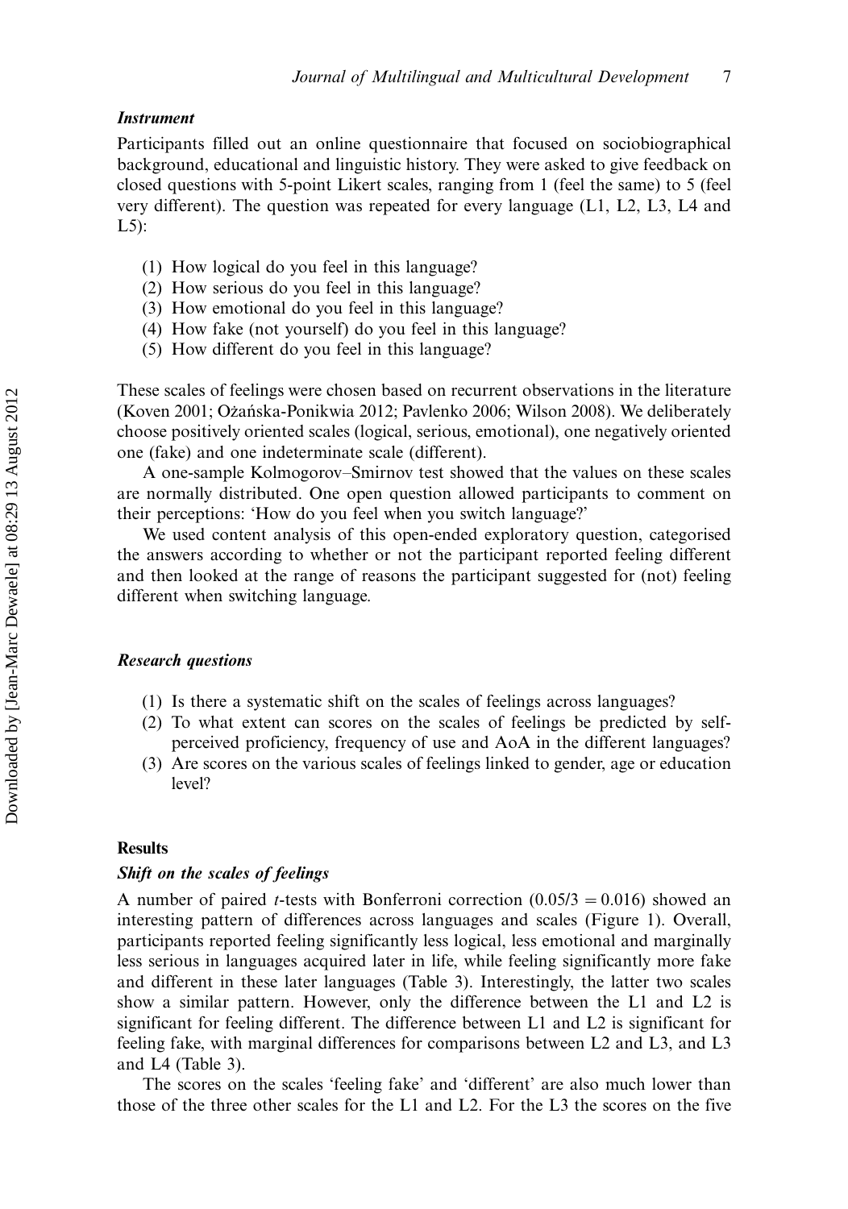### *Instrument*

Participants filled out an online questionnaire that focused on sociobiographical background, educational and linguistic history. They were asked to give feedback on closed questions with 5-point Likert scales, ranging from 1 (feel the same) to 5 (feel very different). The question was repeated for every language (L1, L2, L3, L4 and L5):

(1) How logical do you feel in this language?
(2) How serious do you feel in this language?
(3) How emotional do you feel in this language?
(4) How fake (not yourself) do you feel in this language?
(5) How different do you feel in this language?

These scales of feelings were chosen based on recurrent observations in the literature (Koven 2001; Ożańska-Ponikwia 2012; Pavlenko 2006; Wilson 2008). We deliberately choose positively oriented scales (logical, serious, emotional), one negatively oriented one (fake) and one indeterminate scale (different).

A one-sample Kolmogorov–Smirnov test showed that the values on these scales are normally distributed. One open question allowed participants to comment on their perceptions: 'How do you feel when you switch language?'

We used content analysis of this open-ended exploratory question, categorised the answers according to whether or not the participant reported feeling different and then looked at the range of reasons the participant suggested for (not) feeling different when switching language.

### *Research questions*

(1) Is there a systematic shift on the scales of feelings across languages?
(2) To what extent can scores on the scales of feelings be predicted by self-perceived proficiency, frequency of use and AoA in the different languages?
(3) Are scores on the various scales of feelings linked to gender, age or education level?

## Results

### *Shift on the scales of feelings*

A number of paired *t*-tests with Bonferroni correction ($0.05/3 = 0.016$) showed an interesting pattern of differences across languages and scales (Figure 1). Overall, participants reported feeling significantly less logical, less emotional and marginally less serious in languages acquired later in life, while feeling significantly more fake and different in these later languages (Table 3). Interestingly, the latter two scales show a similar pattern. However, only the difference between the L1 and L2 is significant for feeling different. The difference between L1 and L2 is significant for feeling fake, with marginal differences for comparisons between L2 and L3, and L3 and L4 (Table 3).

The scores on the scales 'feeling fake' and 'different' are also much lower than those of the three other scales for the L1 and L2. For the L3 the scores on the five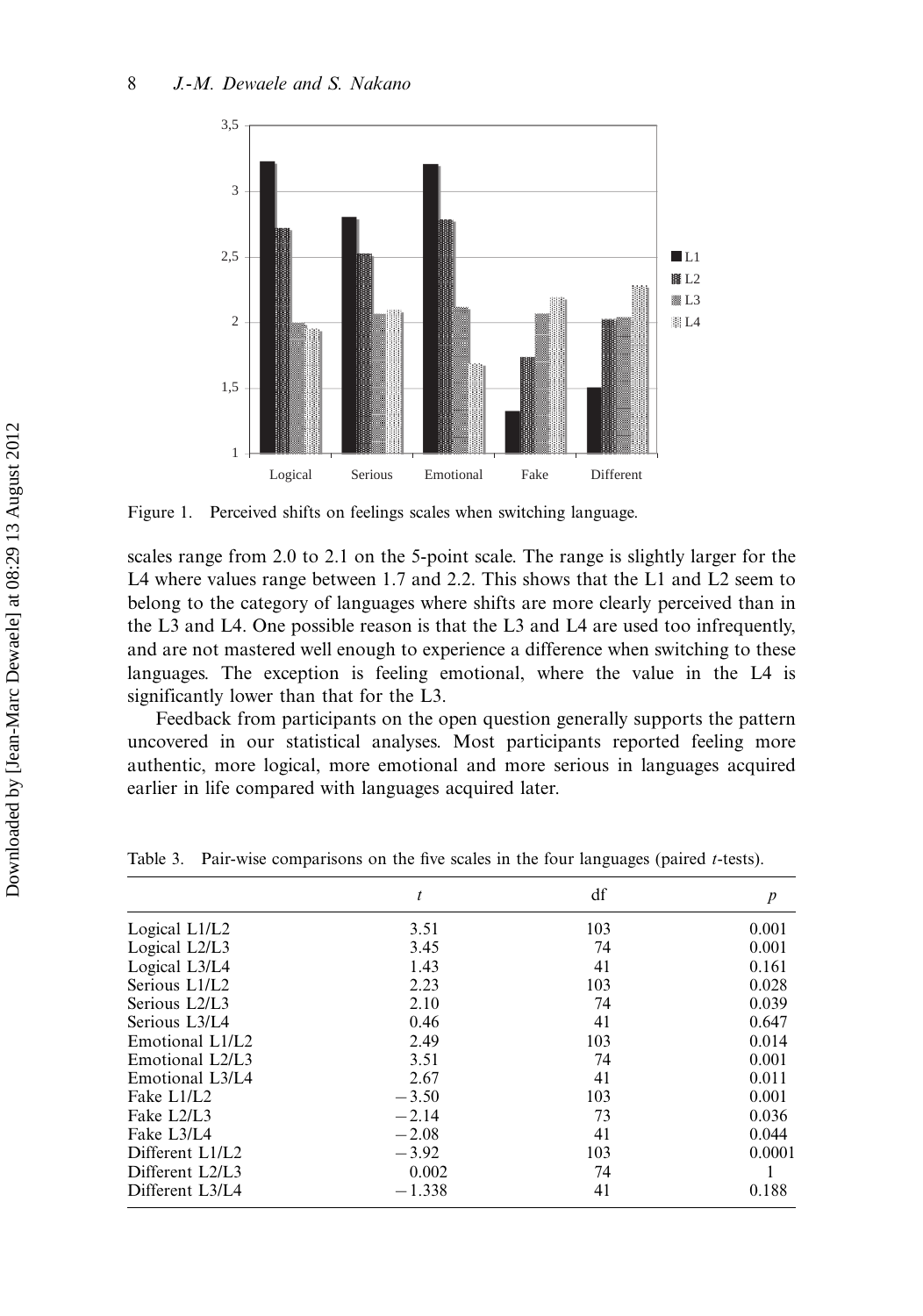Figure 1. Perceived shifts on feelings scales when switching language.

scales range from 2.0 to 2.1 on the 5-point scale. The range is slightly larger for the L4 where values range between 1.7 and 2.2. This shows that the L1 and L2 seem to belong to the category of languages where shifts are more clearly perceived than in the L3 and L4. One possible reason is that the L3 and L4 are used too infrequently, and are not mastered well enough to experience a difference when switching to these languages. The exception is feeling emotional, where the value in the L4 is significantly lower than that for the L3.

Feedback from participants on the open question generally supports the pattern uncovered in our statistical analyses. Most participants reported feeling more authentic, more logical, more emotional and more serious in languages acquired earlier in life compared with languages acquired later.

Table 3. Pair-wise comparisons on the five scales in the four languages (paired $t$-tests).

| | $t$ | df | $p$ |
|---|---|---|---|
| Logical L1/L2 | 3.51 | 103 | 0.001 |
| Logical L2/L3 | 3.45 | 74 | 0.001 |
| Logical L3/L4 | 1.43 | 41 | 0.161 |
| Serious L1/L2 | 2.23 | 103 | 0.028 |
| Serious L2/L3 | 2.10 | 74 | 0.039 |
| Serious L3/L4 | 0.46 | 41 | 0.647 |
| Emotional L1/L2 | 2.49 | 103 | 0.014 |
| Emotional L2/L3 | 3.51 | 74 | 0.001 |
| Emotional L3/L4 | 2.67 | 41 | 0.011 |
| Fake L1/L2 | −3.50 | 103 | 0.001 |
| Fake L2/L3 | −2.14 | 73 | 0.036 |
| Fake L3/L4 | −2.08 | 41 | 0.044 |
| Different L1/L2 | −3.92 | 103 | 0.0001 |
| Different L2/L3 | 0.002 | 74 | 1 |
| Different L3/L4 | −1.338 | 41 | 0.188 |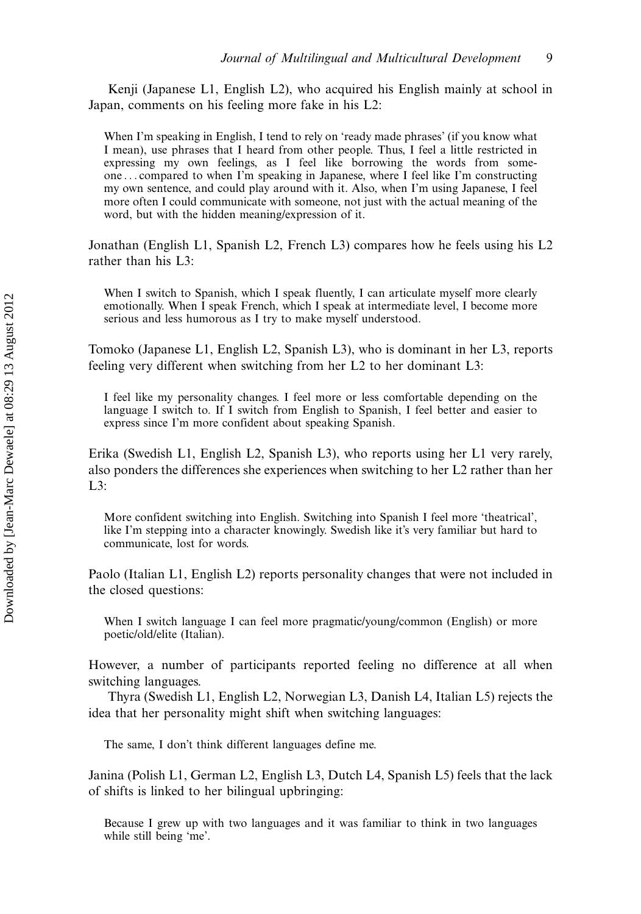Kenji (Japanese L1, English L2), who acquired his English mainly at school in Japan, comments on his feeling more fake in his L2:

> When I'm speaking in English, I tend to rely on 'ready made phrases' (if you know what I mean), use phrases that I heard from other people. Thus, I feel a little restricted in expressing my own feelings, as I feel like borrowing the words from someone . . . compared to when I'm speaking in Japanese, where I feel like I'm constructing my own sentence, and could play around with it. Also, when I'm using Japanese, I feel more often I could communicate with someone, not just with the actual meaning of the word, but with the hidden meaning/expression of it.

Jonathan (English L1, Spanish L2, French L3) compares how he feels using his L2 rather than his L3:

> When I switch to Spanish, which I speak fluently, I can articulate myself more clearly emotionally. When I speak French, which I speak at intermediate level, I become more serious and less humorous as I try to make myself understood.

Tomoko (Japanese L1, English L2, Spanish L3), who is dominant in her L3, reports feeling very different when switching from her L2 to her dominant L3:

> I feel like my personality changes. I feel more or less comfortable depending on the language I switch to. If I switch from English to Spanish, I feel better and easier to express since I'm more confident about speaking Spanish.

Erika (Swedish L1, English L2, Spanish L3), who reports using her L1 very rarely, also ponders the differences she experiences when switching to her L2 rather than her L3:

> More confident switching into English. Switching into Spanish I feel more 'theatrical', like I'm stepping into a character knowingly. Swedish like it's very familiar but hard to communicate, lost for words.

Paolo (Italian L1, English L2) reports personality changes that were not included in the closed questions:

> When I switch language I can feel more pragmatic/young/common (English) or more poetic/old/elite (Italian).

However, a number of participants reported feeling no difference at all when switching languages.

Thyra (Swedish L1, English L2, Norwegian L3, Danish L4, Italian L5) rejects the idea that her personality might shift when switching languages:

> The same, I don't think different languages define me.

Janina (Polish L1, German L2, English L3, Dutch L4, Spanish L5) feels that the lack of shifts is linked to her bilingual upbringing:

> Because I grew up with two languages and it was familiar to think in two languages while still being 'me'.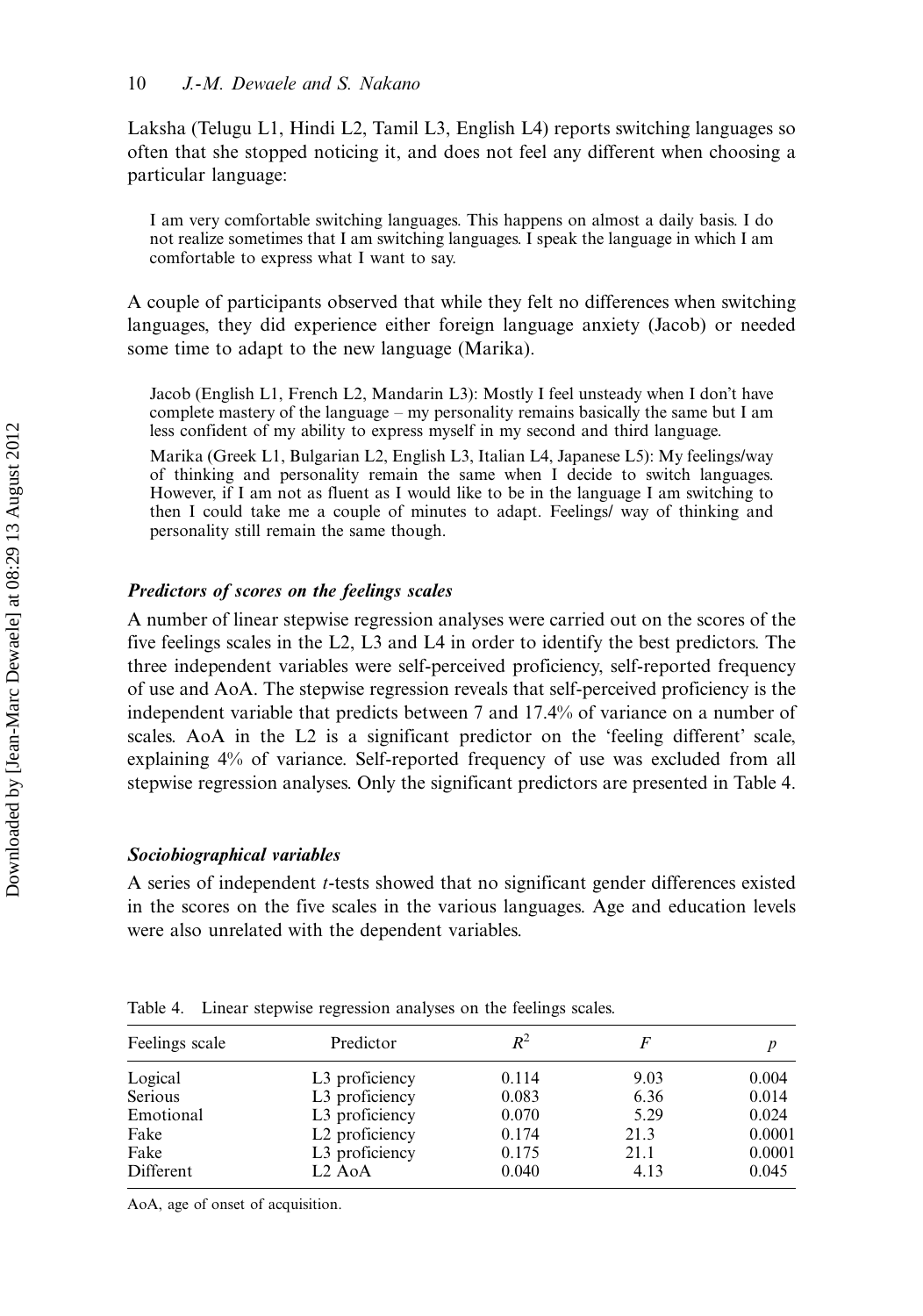Laksha (Telugu L1, Hindi L2, Tamil L3, English L4) reports switching languages so often that she stopped noticing it, and does not feel any different when choosing a particular language:

> I am very comfortable switching languages. This happens on almost a daily basis. I do not realize sometimes that I am switching languages. I speak the language in which I am comfortable to express what I want to say.

A couple of participants observed that while they felt no differences when switching languages, they did experience either foreign language anxiety (Jacob) or needed some time to adapt to the new language (Marika).

> Jacob (English L1, French L2, Mandarin L3): Mostly I feel unsteady when I don't have complete mastery of the language – my personality remains basically the same but I am less confident of my ability to express myself in my second and third language.
>
> Marika (Greek L1, Bulgarian L2, English L3, Italian L4, Japanese L5): My feelings/way of thinking and personality remain the same when I decide to switch languages. However, if I am not as fluent as I would like to be in the language I am switching to then I could take me a couple of minutes to adapt. Feelings/ way of thinking and personality still remain the same though.

### *Predictors of scores on the feelings scales*

A number of linear stepwise regression analyses were carried out on the scores of the five feelings scales in the L2, L3 and L4 in order to identify the best predictors. The three independent variables were self-perceived proficiency, self-reported frequency of use and AoA. The stepwise regression reveals that self-perceived proficiency is the independent variable that predicts between 7 and 17.4% of variance on a number of scales. AoA in the L2 is a significant predictor on the 'feeling different' scale, explaining 4% of variance. Self-reported frequency of use was excluded from all stepwise regression analyses. Only the significant predictors are presented in Table 4.

### *Sociobiographical variables*

A series of independent *t*-tests showed that no significant gender differences existed in the scores on the five scales in the various languages. Age and education levels were also unrelated with the dependent variables.

Table 4. Linear stepwise regression analyses on the feelings scales.

| Feelings scale | Predictor | $R^2$ | $F$ | $p$ |
|---|---|---|---|---|
| Logical | L3 proficiency | 0.114 | 9.03 | 0.004 |
| Serious | L3 proficiency | 0.083 | 6.36 | 0.014 |
| Emotional | L3 proficiency | 0.070 | 5.29 | 0.024 |
| Fake | L2 proficiency | 0.174 | 21.3 | 0.0001 |
| Fake | L3 proficiency | 0.175 | 21.1 | 0.0001 |
| Different | L2 AoA | 0.040 | 4.13 | 0.045 |

AoA, age of onset of acquisition.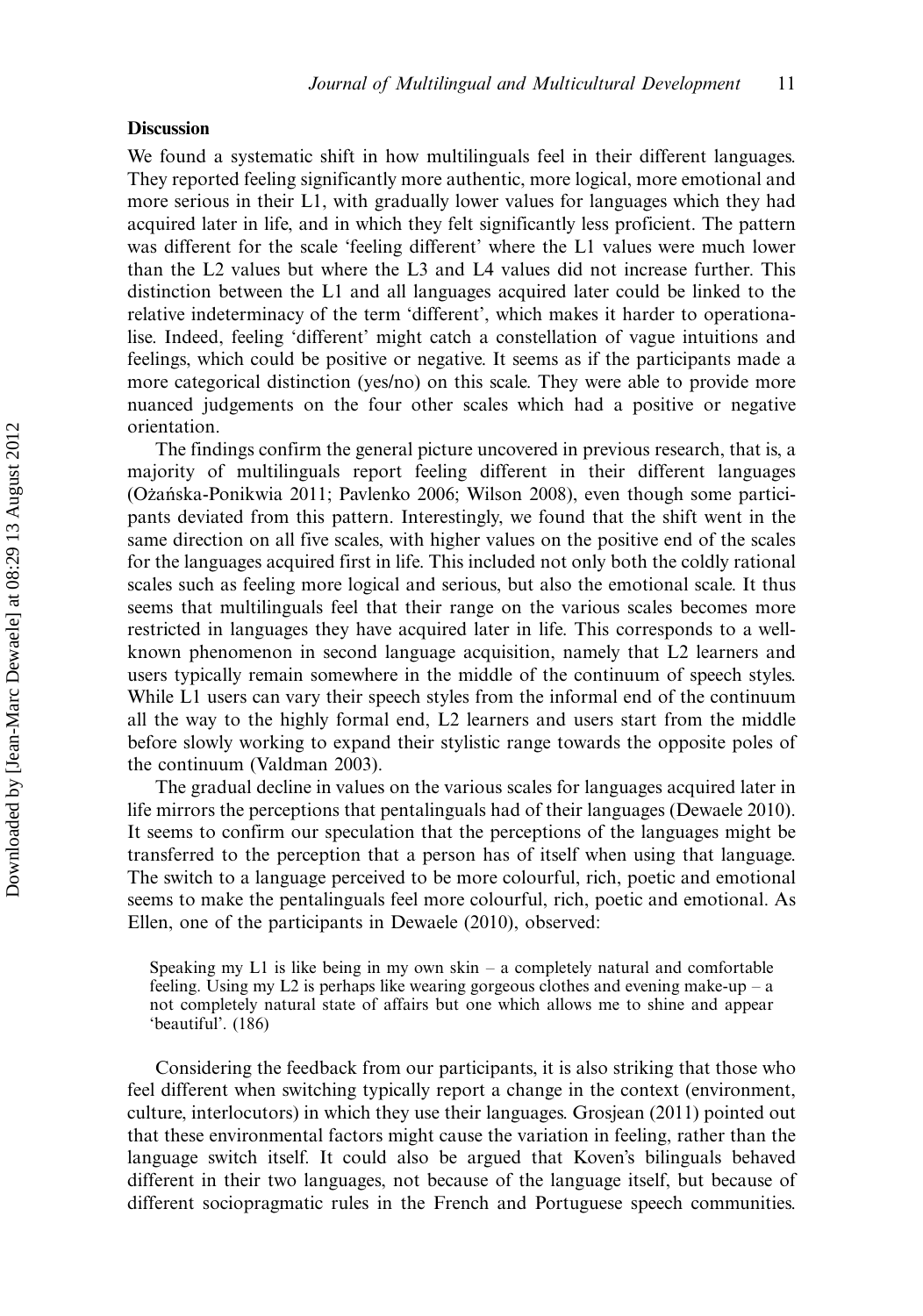### Discussion

We found a systematic shift in how multilinguals feel in their different languages. They reported feeling significantly more authentic, more logical, more emotional and more serious in their L1, with gradually lower values for languages which they had acquired later in life, and in which they felt significantly less proficient. The pattern was different for the scale 'feeling different' where the L1 values were much lower than the L2 values but where the L3 and L4 values did not increase further. This distinction between the L1 and all languages acquired later could be linked to the relative indeterminacy of the term 'different', which makes it harder to operationalise. Indeed, feeling 'different' might catch a constellation of vague intuitions and feelings, which could be positive or negative. It seems as if the participants made a more categorical distinction (yes/no) on this scale. They were able to provide more nuanced judgements on the four other scales which had a positive or negative orientation.

The findings confirm the general picture uncovered in previous research, that is, a majority of multilinguals report feeling different in their different languages (Ożańska-Ponikwia 2011; Pavlenko 2006; Wilson 2008), even though some participants deviated from this pattern. Interestingly, we found that the shift went in the same direction on all five scales, with higher values on the positive end of the scales for the languages acquired first in life. This included not only both the coldly rational scales such as feeling more logical and serious, but also the emotional scale. It thus seems that multilinguals feel that their range on the various scales becomes more restricted in languages they have acquired later in life. This corresponds to a well-known phenomenon in second language acquisition, namely that L2 learners and users typically remain somewhere in the middle of the continuum of speech styles. While L1 users can vary their speech styles from the informal end of the continuum all the way to the highly formal end, L2 learners and users start from the middle before slowly working to expand their stylistic range towards the opposite poles of the continuum (Valdman 2003).

The gradual decline in values on the various scales for languages acquired later in life mirrors the perceptions that pentalinguals had of their languages (Dewaele 2010). It seems to confirm our speculation that the perceptions of the languages might be transferred to the perception that a person has of itself when using that language. The switch to a language perceived to be more colourful, rich, poetic and emotional seems to make the pentalinguals feel more colourful, rich, poetic and emotional. As Ellen, one of the participants in Dewaele (2010), observed:

> Speaking my L1 is like being in my own skin – a completely natural and comfortable feeling. Using my L2 is perhaps like wearing gorgeous clothes and evening make-up – a not completely natural state of affairs but one which allows me to shine and appear 'beautiful'. (186)

Considering the feedback from our participants, it is also striking that those who feel different when switching typically report a change in the context (environment, culture, interlocutors) in which they use their languages. Grosjean (2011) pointed out that these environmental factors might cause the variation in feeling, rather than the language switch itself. It could also be argued that Koven's bilinguals behaved different in their two languages, not because of the language itself, but because of different sociopragmatic rules in the French and Portuguese speech communities.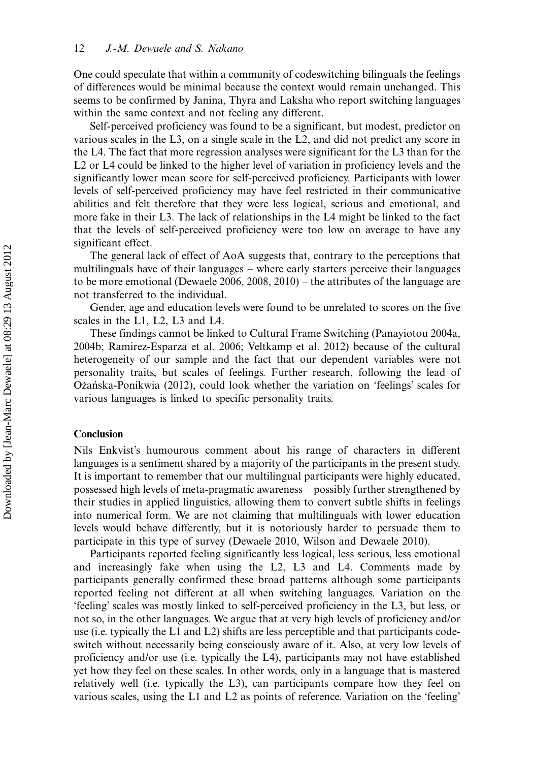One could speculate that within a community of codeswitching bilinguals the feelings of differences would be minimal because the context would remain unchanged. This seems to be confirmed by Janina, Thyra and Laksha who report switching languages within the same context and not feeling any different.

Self-perceived proficiency was found to be a significant, but modest, predictor on various scales in the L3, on a single scale in the L2, and did not predict any score in the L4. The fact that more regression analyses were significant for the L3 than for the L2 or L4 could be linked to the higher level of variation in proficiency levels and the significantly lower mean score for self-perceived proficiency. Participants with lower levels of self-perceived proficiency may have feel restricted in their communicative abilities and felt therefore that they were less logical, serious and emotional, and more fake in their L3. The lack of relationships in the L4 might be linked to the fact that the levels of self-perceived proficiency were too low on average to have any significant effect.

The general lack of effect of AoA suggests that, contrary to the perceptions that multilinguals have of their languages – where early starters perceive their languages to be more emotional (Dewaele 2006, 2008, 2010) – the attributes of the language are not transferred to the individual.

Gender, age and education levels were found to be unrelated to scores on the five scales in the L1, L2, L3 and L4.

These findings cannot be linked to Cultural Frame Switching (Panayiotou 2004a, 2004b; Ramirez-Esparza et al. 2006; Veltkamp et al. 2012) because of the cultural heterogeneity of our sample and the fact that our dependent variables were not personality traits, but scales of feelings. Further research, following the lead of Ożańska-Ponikwia (2012), could look whether the variation on 'feelings' scales for various languages is linked to specific personality traits.

## Conclusion

Nils Enkvist's humourous comment about his range of characters in different languages is a sentiment shared by a majority of the participants in the present study. It is important to remember that our multilingual participants were highly educated, possessed high levels of meta-pragmatic awareness – possibly further strengthened by their studies in applied linguistics, allowing them to convert subtle shifts in feelings into numerical form. We are not claiming that multilinguals with lower education levels would behave differently, but it is notoriously harder to persuade them to participate in this type of survey (Dewaele 2010, Wilson and Dewaele 2010).

Participants reported feeling significantly less logical, less serious, less emotional and increasingly fake when using the L2, L3 and L4. Comments made by participants generally confirmed these broad patterns although some participants reported feeling not different at all when switching languages. Variation on the 'feeling' scales was mostly linked to self-perceived proficiency in the L3, but less, or not so, in the other languages. We argue that at very high levels of proficiency and/or use (i.e. typically the L1 and L2) shifts are less perceptible and that participants code-switch without necessarily being consciously aware of it. Also, at very low levels of proficiency and/or use (i.e. typically the L4), participants may not have established yet how they feel on these scales. In other words, only in a language that is mastered relatively well (i.e. typically the L3), can participants compare how they feel on various scales, using the L1 and L2 as points of reference. Variation on the 'feeling'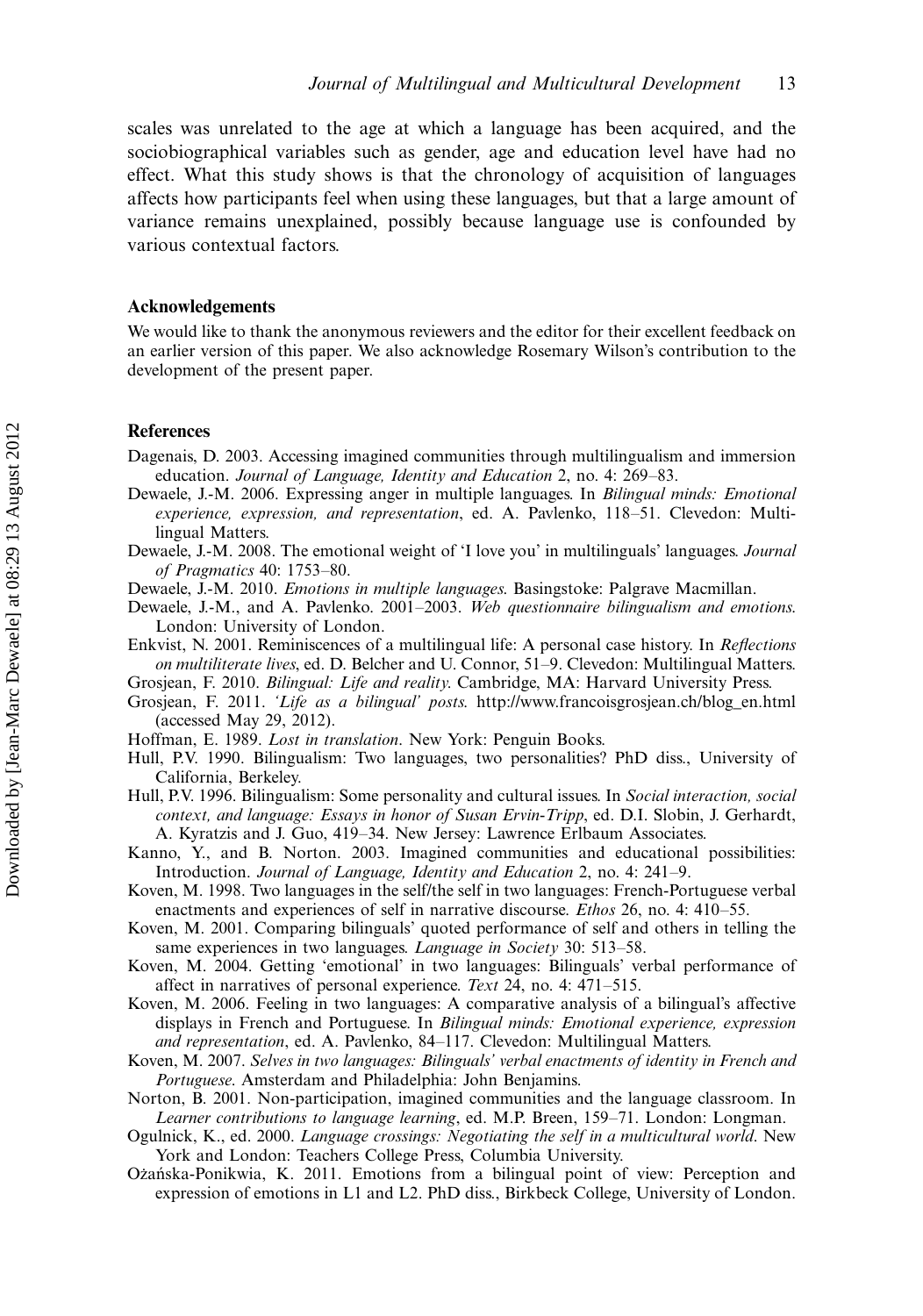scales was unrelated to the age at which a language has been acquired, and the sociobiographical variables such as gender, age and education level have had no effect. What this study shows is that the chronology of acquisition of languages affects how participants feel when using these languages, but that a large amount of variance remains unexplained, possibly because language use is confounded by various contextual factors.

## Acknowledgements

We would like to thank the anonymous reviewers and the editor for their excellent feedback on an earlier version of this paper. We also acknowledge Rosemary Wilson's contribution to the development of the present paper.

## References

Dagenais, D. 2003. Accessing imagined communities through multilingualism and immersion education. *Journal of Language, Identity and Education* 2, no. 4: 269–83.

Dewaele, J.-M. 2006. Expressing anger in multiple languages. In *Bilingual minds: Emotional experience, expression, and representation*, ed. A. Pavlenko, 118–51. Clevedon: Multilingual Matters.

Dewaele, J.-M. 2008. The emotional weight of 'I love you' in multilinguals' languages. *Journal of Pragmatics* 40: 1753–80.

Dewaele, J.-M. 2010. *Emotions in multiple languages*. Basingstoke: Palgrave Macmillan.

Dewaele, J.-M., and A. Pavlenko. 2001–2003. *Web questionnaire bilingualism and emotions*. London: University of London.

Enkvist, N. 2001. Reminiscences of a multilingual life: A personal case history. In *Reflections on multiliterate lives*, ed. D. Belcher and U. Connor, 51–9. Clevedon: Multilingual Matters.

Grosjean, F. 2010. *Bilingual: Life and reality*. Cambridge, MA: Harvard University Press.

Grosjean, F. 2011. *'Life as a bilingual' posts*. http://www.francoisgrosjean.ch/blog_en.html (accessed May 29, 2012).

Hoffman, E. 1989. *Lost in translation*. New York: Penguin Books.

Hull, P.V. 1990. Bilingualism: Two languages, two personalities? PhD diss., University of California, Berkeley.

Hull, P.V. 1996. Bilingualism: Some personality and cultural issues. In *Social interaction, social context, and language: Essays in honor of Susan Ervin-Tripp*, ed. D.I. Slobin, J. Gerhardt, A. Kyratzis and J. Guo, 419–34. New Jersey: Lawrence Erlbaum Associates.

Kanno, Y., and B. Norton. 2003. Imagined communities and educational possibilities: Introduction. *Journal of Language, Identity and Education* 2, no. 4: 241–9.

Koven, M. 1998. Two languages in the self/the self in two languages: French-Portuguese verbal enactments and experiences of self in narrative discourse. *Ethos* 26, no. 4: 410–55.

Koven, M. 2001. Comparing bilinguals' quoted performance of self and others in telling the same experiences in two languages. *Language in Society* 30: 513–58.

Koven, M. 2004. Getting 'emotional' in two languages: Bilinguals' verbal performance of affect in narratives of personal experience. *Text* 24, no. 4: 471–515.

Koven, M. 2006. Feeling in two languages: A comparative analysis of a bilingual's affective displays in French and Portuguese. In *Bilingual minds: Emotional experience, expression and representation*, ed. A. Pavlenko, 84–117. Clevedon: Multilingual Matters.

Koven, M. 2007. *Selves in two languages: Bilinguals' verbal enactments of identity in French and Portuguese*. Amsterdam and Philadelphia: John Benjamins.

Norton, B. 2001. Non-participation, imagined communities and the language classroom. In *Learner contributions to language learning*, ed. M.P. Breen, 159–71. London: Longman.

Ogulnick, K., ed. 2000. *Language crossings: Negotiating the self in a multicultural world*. New York and London: Teachers College Press, Columbia University.

Ożańska-Ponikwia, K. 2011. Emotions from a bilingual point of view: Perception and expression of emotions in L1 and L2. PhD diss., Birkbeck College, University of London.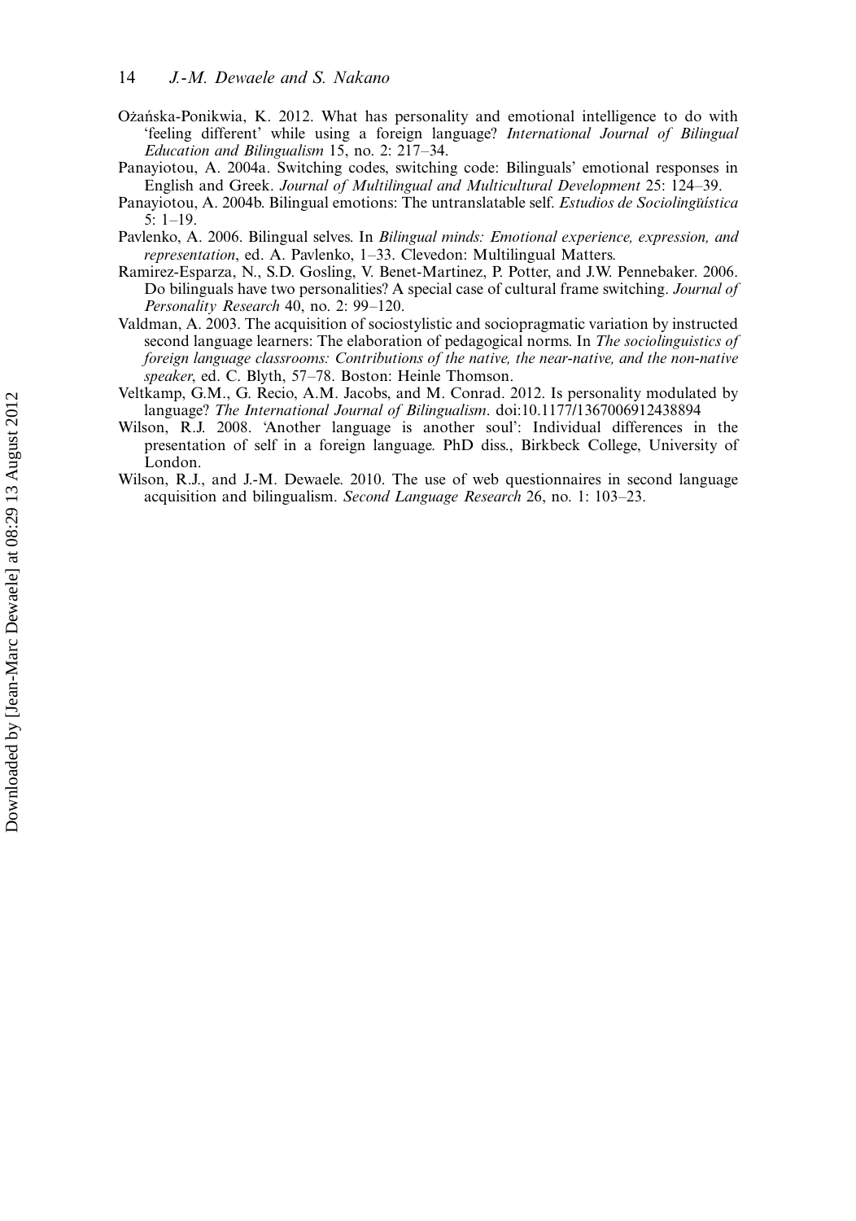Ożańska-Ponikwia, K. 2012. What has personality and emotional intelligence to do with 'feeling different' while using a foreign language? *International Journal of Bilingual Education and Bilingualism* 15, no. 2: 217–34.

Panayiotou, A. 2004a. Switching codes, switching code: Bilinguals' emotional responses in English and Greek. *Journal of Multilingual and Multicultural Development* 25: 124–39.

Panayiotou, A. 2004b. Bilingual emotions: The untranslatable self. *Estudios de Sociolingüística* 5: 1–19.

Pavlenko, A. 2006. Bilingual selves. In *Bilingual minds: Emotional experience, expression, and representation*, ed. A. Pavlenko, 1–33. Clevedon: Multilingual Matters.

Ramirez-Esparza, N., S.D. Gosling, V. Benet-Martinez, P. Potter, and J.W. Pennebaker. 2006. Do bilinguals have two personalities? A special case of cultural frame switching. *Journal of Personality Research* 40, no. 2: 99–120.

Valdman, A. 2003. The acquisition of sociostylistic and sociopragmatic variation by instructed second language learners: The elaboration of pedagogical norms. In *The sociolinguistics of foreign language classrooms: Contributions of the native, the near-native, and the non-native speaker*, ed. C. Blyth, 57–78. Boston: Heinle Thomson.

Veltkamp, G.M., G. Recio, A.M. Jacobs, and M. Conrad. 2012. Is personality modulated by language? *The International Journal of Bilingualism*. doi:10.1177/1367006912438894

Wilson, R.J. 2008. 'Another language is another soul': Individual differences in the presentation of self in a foreign language. PhD diss., Birkbeck College, University of London.

Wilson, R.J., and J.-M. Dewaele. 2010. The use of web questionnaires in second language acquisition and bilingualism. *Second Language Research* 26, no. 1: 103–23.